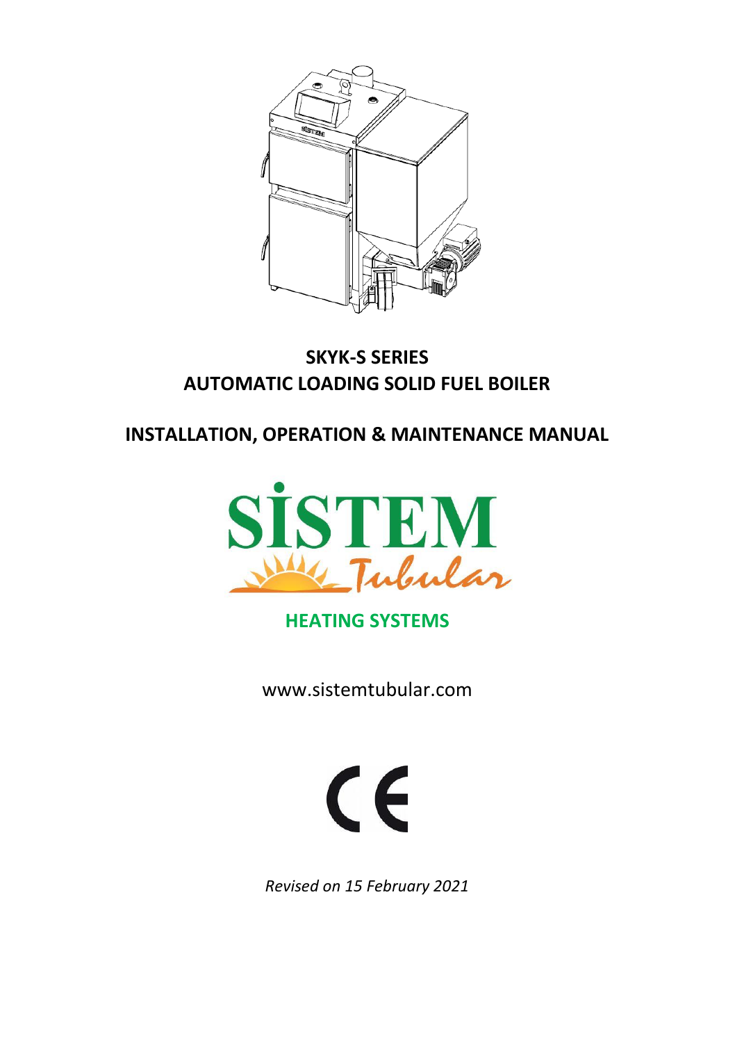# SKYK-S SERIES
# AUTOMATIC LOADING SOLID FUEL BOILER

## INSTALLATION, OPERATION & MAINTENANCE MANUAL

SİSTEM Tubular

**HEATING SYSTEMS**

www.sistemtubular.com

CE

*Revised on 15 February 2021*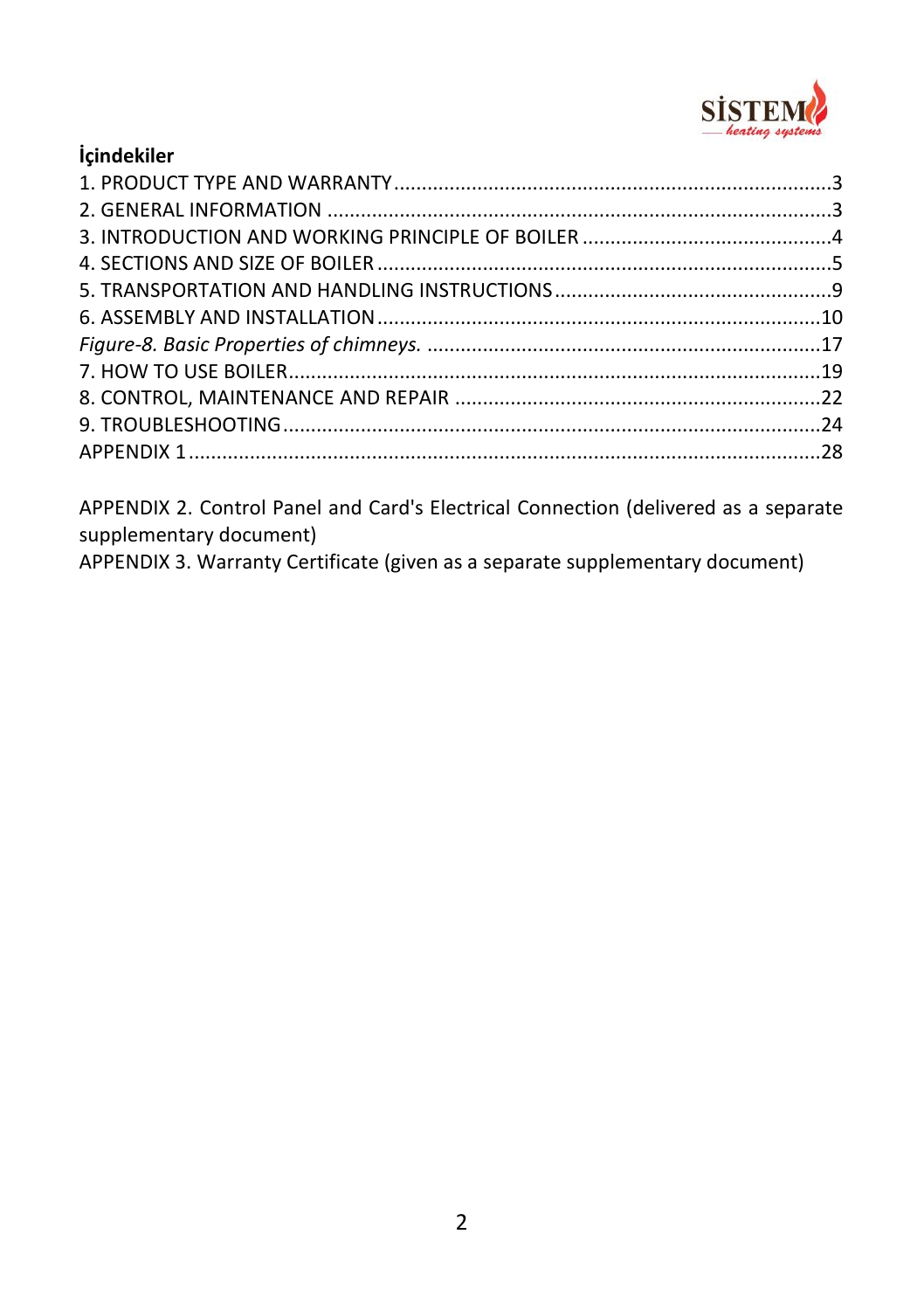## İçindekiler

1. PRODUCT TYPE AND WARRANTY ............................................................................3
2. GENERAL INFORMATION ........................................................................................3
3. INTRODUCTION AND WORKING PRINCIPLE OF BOILER ............................................4
4. SECTIONS AND SIZE OF BOILER ...............................................................................5
5. TRANSPORTATION AND HANDLING INSTRUCTIONS..................................................9
6. ASSEMBLY AND INSTALLATION...............................................................................10

*Figure-8. Basic Properties of chimneys.* ......................................................................17

7. HOW TO USE BOILER...............................................................................................19
8. CONTROL, MAINTENANCE AND REPAIR .................................................................22
9. TROUBLESHOOTING................................................................................................24

APPENDIX 1 .................................................................................................................28

APPENDIX 2. Control Panel and Card's Electrical Connection (delivered as a separate supplementary document)

APPENDIX 3. Warranty Certificate (given as a separate supplementary document)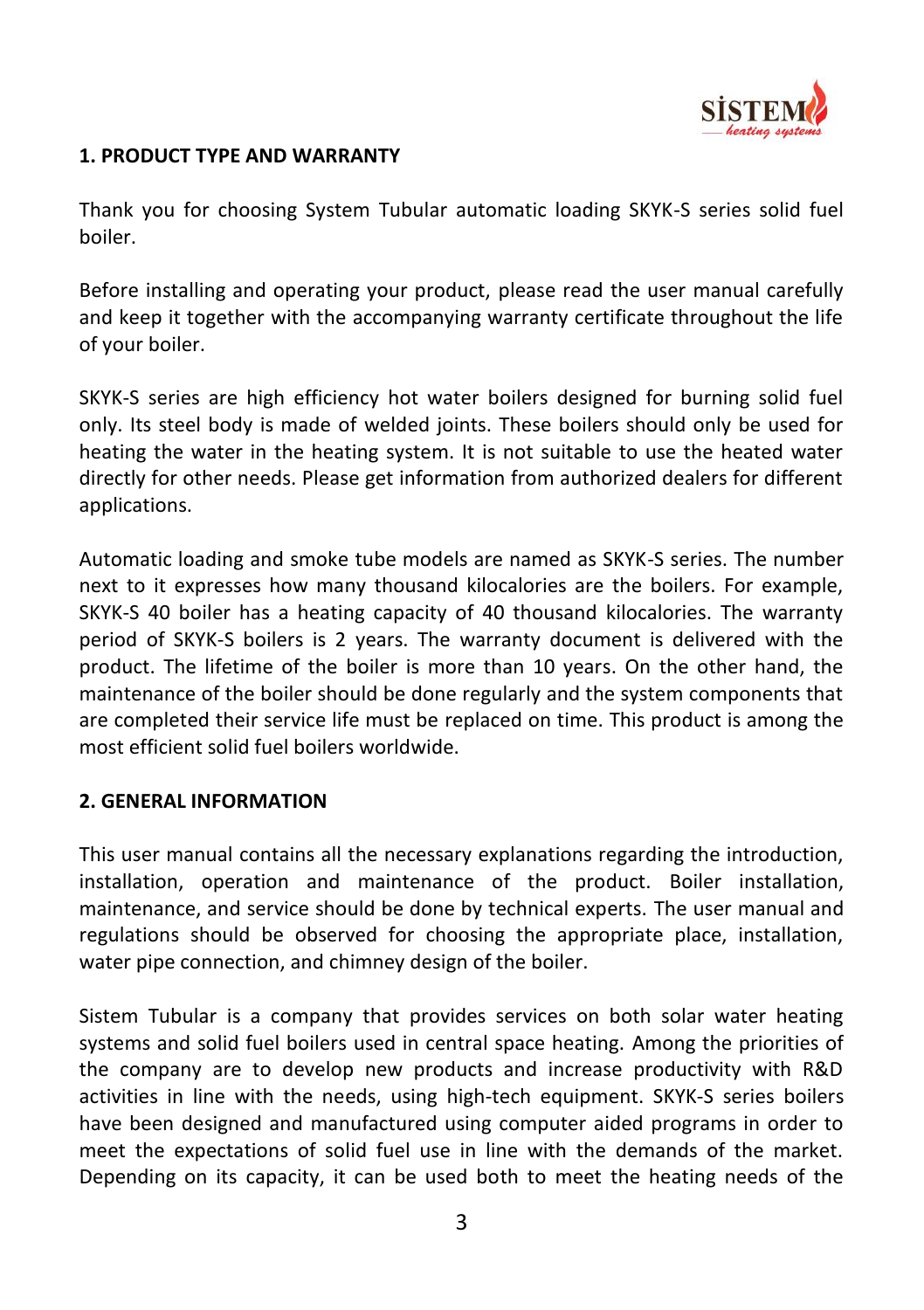## 1. PRODUCT TYPE AND WARRANTY

Thank you for choosing System Tubular automatic loading SKYK-S series solid fuel boiler.

Before installing and operating your product, please read the user manual carefully and keep it together with the accompanying warranty certificate throughout the life of your boiler.

SKYK-S series are high efficiency hot water boilers designed for burning solid fuel only. Its steel body is made of welded joints. These boilers should only be used for heating the water in the heating system. It is not suitable to use the heated water directly for other needs. Please get information from authorized dealers for different applications.

Automatic loading and smoke tube models are named as SKYK-S series. The number next to it expresses how many thousand kilocalories are the boilers. For example, SKYK-S 40 boiler has a heating capacity of 40 thousand kilocalories. The warranty period of SKYK-S boilers is 2 years. The warranty document is delivered with the product. The lifetime of the boiler is more than 10 years. On the other hand, the maintenance of the boiler should be done regularly and the system components that are completed their service life must be replaced on time. This product is among the most efficient solid fuel boilers worldwide.

## 2. GENERAL INFORMATION

This user manual contains all the necessary explanations regarding the introduction, installation, operation and maintenance of the product. Boiler installation, maintenance, and service should be done by technical experts. The user manual and regulations should be observed for choosing the appropriate place, installation, water pipe connection, and chimney design of the boiler.

Sistem Tubular is a company that provides services on both solar water heating systems and solid fuel boilers used in central space heating. Among the priorities of the company are to develop new products and increase productivity with R&D activities in line with the needs, using high-tech equipment. SKYK-S series boilers have been designed and manufactured using computer aided programs in order to meet the expectations of solid fuel use in line with the demands of the market. Depending on its capacity, it can be used both to meet the heating needs of the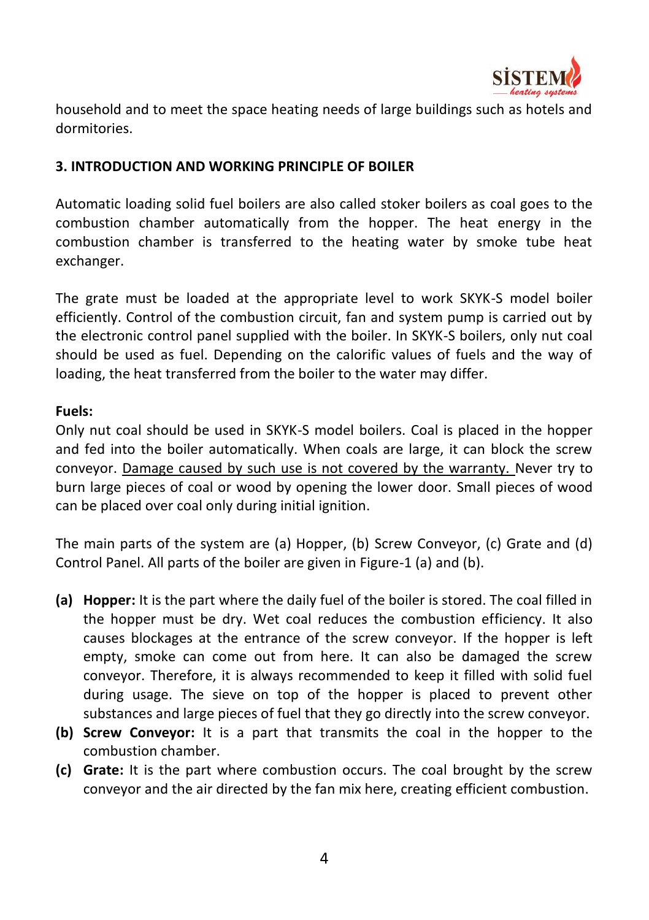household and to meet the space heating needs of large buildings such as hotels and dormitories.

## 3. INTRODUCTION AND WORKING PRINCIPLE OF BOILER

Automatic loading solid fuel boilers are also called stoker boilers as coal goes to the combustion chamber automatically from the hopper. The heat energy in the combustion chamber is transferred to the heating water by smoke tube heat exchanger.

The grate must be loaded at the appropriate level to work SKYK-S model boiler efficiently. Control of the combustion circuit, fan and system pump is carried out by the electronic control panel supplied with the boiler. In SKYK-S boilers, only nut coal should be used as fuel. Depending on the calorific values of fuels and the way of loading, the heat transferred from the boiler to the water may differ.

**Fuels:**
Only nut coal should be used in SKYK-S model boilers. Coal is placed in the hopper and fed into the boiler automatically. When coals are large, it can block the screw conveyor. Damage caused by such use is not covered by the warranty. Never try to burn large pieces of coal or wood by opening the lower door. Small pieces of wood can be placed over coal only during initial ignition.

The main parts of the system are (a) Hopper, (b) Screw Conveyor, (c) Grate and (d) Control Panel. All parts of the boiler are given in Figure-1 (a) and (b).

- **(a) Hopper:** It is the part where the daily fuel of the boiler is stored. The coal filled in the hopper must be dry. Wet coal reduces the combustion efficiency. It also causes blockages at the entrance of the screw conveyor. If the hopper is left empty, smoke can come out from here. It can also be damaged the screw conveyor. Therefore, it is always recommended to keep it filled with solid fuel during usage. The sieve on top of the hopper is placed to prevent other substances and large pieces of fuel that they go directly into the screw conveyor.
- **(b) Screw Conveyor:** It is a part that transmits the coal in the hopper to the combustion chamber.
- **(c) Grate:** It is the part where combustion occurs. The coal brought by the screw conveyor and the air directed by the fan mix here, creating efficient combustion.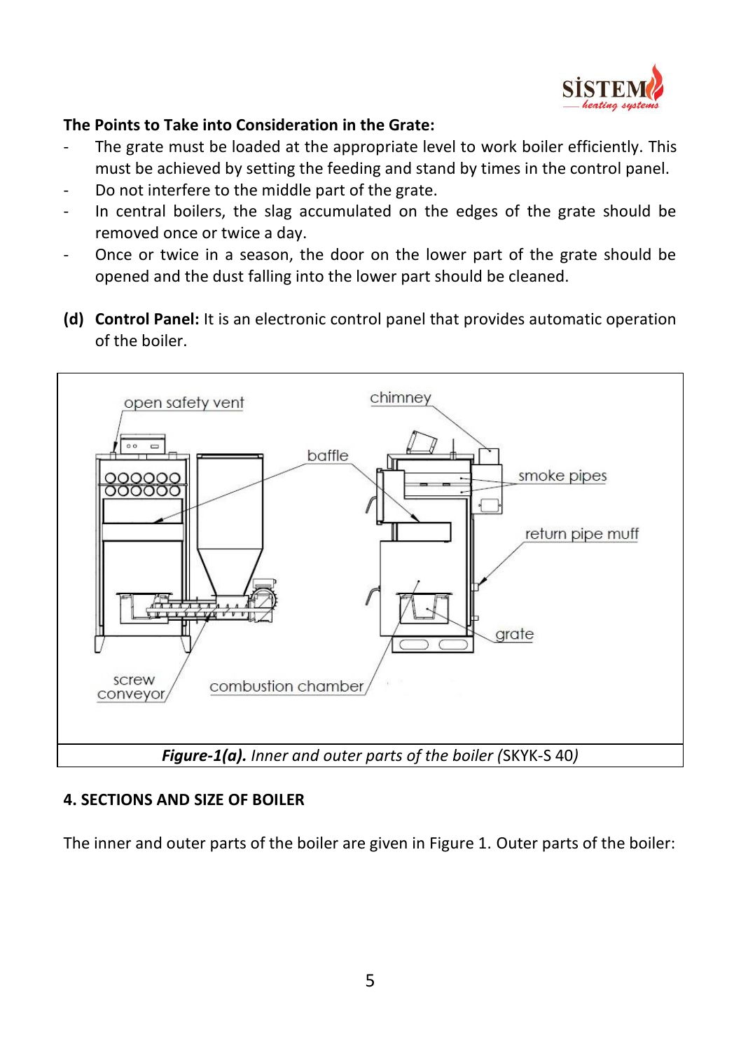**The Points to Take into Consideration in the Grate:**

- The grate must be loaded at the appropriate level to work boiler efficiently. This must be achieved by setting the feeding and stand by times in the control panel.
- Do not interfere to the middle part of the grate.
- In central boilers, the slag accumulated on the edges of the grate should be removed once or twice a day.
- Once or twice in a season, the door on the lower part of the grate should be opened and the dust falling into the lower part should be cleaned.

**(d) Control Panel:** It is an electronic control panel that provides automatic operation of the boiler.

***Figure-1(a).*** *Inner and outer parts of the boiler* (SKYK-S 40)

## 4. SECTIONS AND SIZE OF BOILER

The inner and outer parts of the boiler are given in Figure 1. Outer parts of the boiler: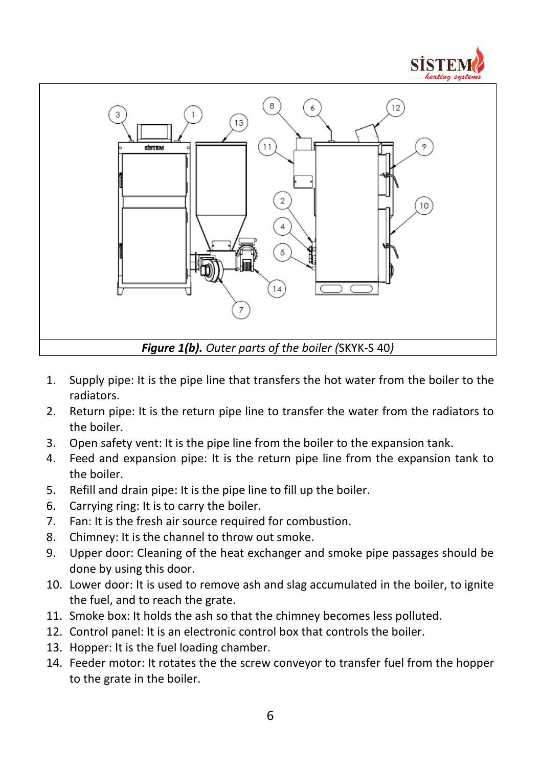*Figure 1(b). Outer parts of the boiler (*SKYK-S 40*)*

1. Supply pipe: It is the pipe line that transfers the hot water from the boiler to the radiators.
2. Return pipe: It is the return pipe line to transfer the water from the radiators to the boiler.
3. Open safety vent: It is the pipe line from the boiler to the expansion tank.
4. Feed and expansion pipe: It is the return pipe line from the expansion tank to the boiler.
5. Refill and drain pipe: It is the pipe line to fill up the boiler.
6. Carrying ring: It is to carry the boiler.
7. Fan: It is the fresh air source required for combustion.
8. Chimney: It is the channel to throw out smoke.
9. Upper door: Cleaning of the heat exchanger and smoke pipe passages should be done by using this door.
10. Lower door: It is used to remove ash and slag accumulated in the boiler, to ignite the fuel, and to reach the grate.
11. Smoke box: It holds the ash so that the chimney becomes less polluted.
12. Control panel: It is an electronic control box that controls the boiler.
13. Hopper: It is the fuel loading chamber.
14. Feeder motor: It rotates the the screw conveyor to transfer fuel from the hopper to the grate in the boiler.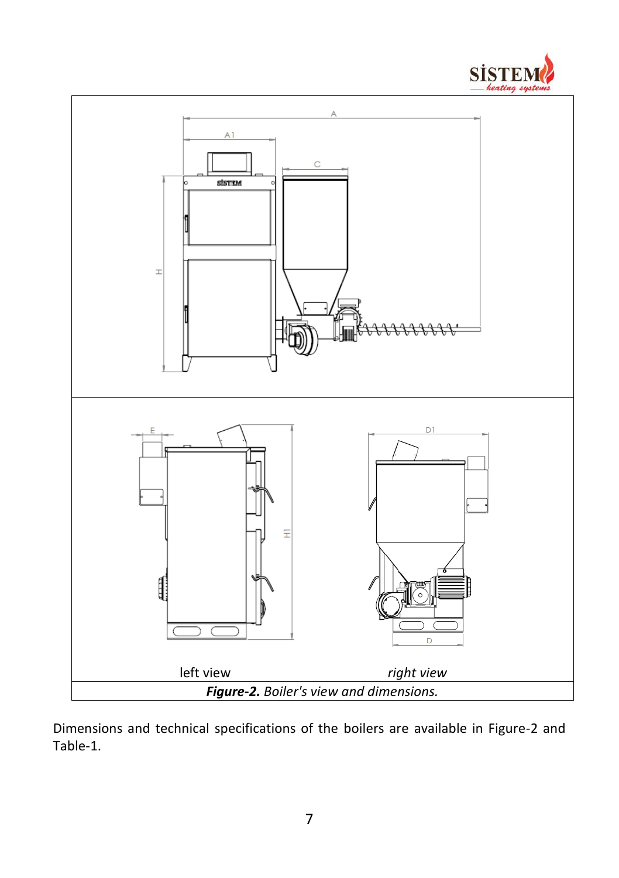left view

right view

***Figure-2.*** *Boiler's view and dimensions.*

Dimensions and technical specifications of the boilers are available in Figure-2 and Table-1.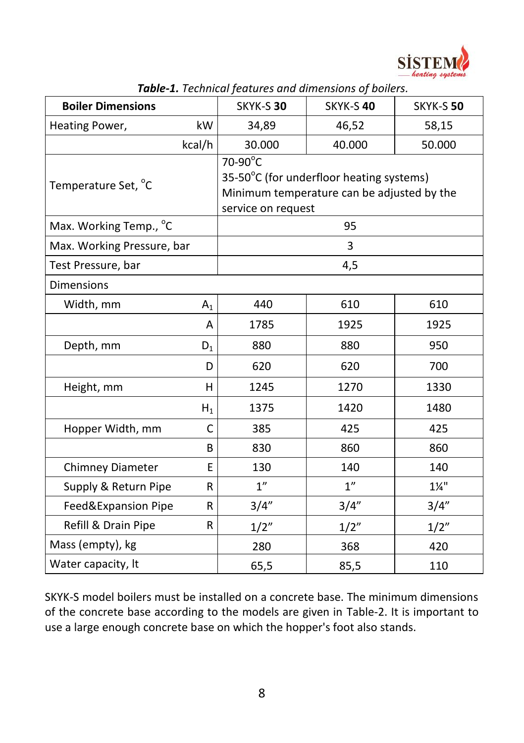***Table-1.*** *Technical features and dimensions of boilers.*

| **Boiler Dimensions** | | SKYK-S **30** | SKYK-S **40** | SKYK-S **50** |
|---|---|---|---|---|
| Heating Power, | kW | 34,89 | 46,52 | 58,15 |
| | kcal/h | 30.000 | 40.000 | 50.000 |
| Temperature Set, °C | | 70-90°C<br>35-50°C (for underfloor heating systems)<br>Minimum temperature can be adjusted by the service on request | | |
| Max. Working Temp., °C | | 95 | | |
| Max. Working Pressure, bar | | 3 | | |
| Test Pressure, bar | | 4,5 | | |
| Dimensions | | | | |
| Width, mm | $A_1$ | 440 | 610 | 610 |
| | A | 1785 | 1925 | 1925 |
| Depth, mm | $D_1$ | 880 | 880 | 950 |
| | D | 620 | 620 | 700 |
| Height, mm | H | 1245 | 1270 | 1330 |
| | $H_1$ | 1375 | 1420 | 1480 |
| Hopper Width, mm | C | 385 | 425 | 425 |
| | B | 830 | 860 | 860 |
| Chimney Diameter | E | 130 | 140 | 140 |
| Supply & Return Pipe | R | 1” | 1” | 1¼" |
| Feed&Expansion Pipe | R | 3/4” | 3/4” | 3/4” |
| Refill & Drain Pipe | R | 1/2” | 1/2” | 1/2” |
| Mass (empty), kg | | 280 | 368 | 420 |
| Water capacity, lt | | 65,5 | 85,5 | 110 |

SKYK-S model boilers must be installed on a concrete base. The minimum dimensions of the concrete base according to the models are given in Table-2. It is important to use a large enough concrete base on which the hopper's foot also stands.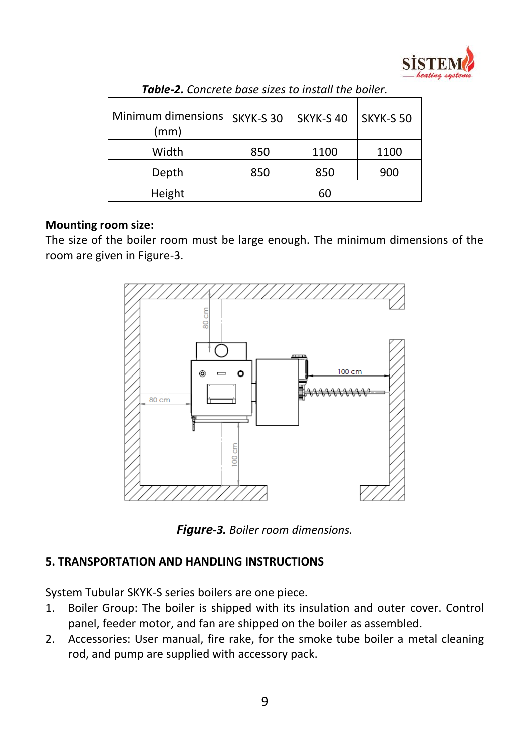***Table-2.*** *Concrete base sizes to install the boiler.*

| Minimum dimensions (mm) | SKYK-S 30 | SKYK-S 40 | SKYK-S 50 |
|---|---|---|---|
| Width | 850 | 1100 | 1100 |
| Depth | 850 | 850 | 900 |
| Height | 60 | | |

**Mounting room size:**

The size of the boiler room must be large enough. The minimum dimensions of the room are given in Figure-3.

***Figure-3.*** *Boiler room dimensions.*

## 5. TRANSPORTATION AND HANDLING INSTRUCTIONS

System Tubular SKYK-S series boilers are one piece.

1. Boiler Group: The boiler is shipped with its insulation and outer cover. Control panel, feeder motor, and fan are shipped on the boiler as assembled.
2. Accessories: User manual, fire rake, for the smoke tube boiler a metal cleaning rod, and pump are supplied with accessory pack.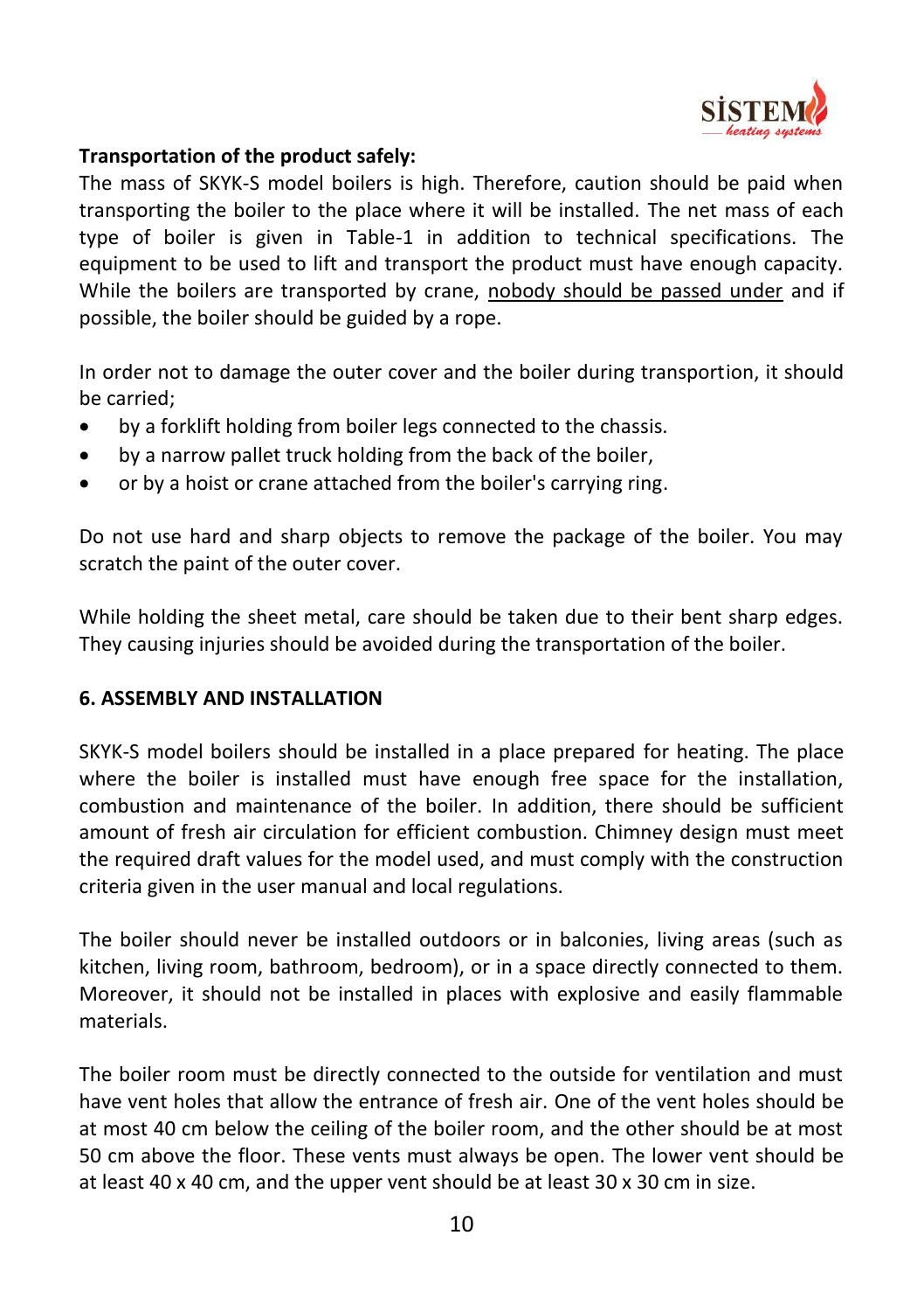**Transportation of the product safely:**

The mass of SKYK-S model boilers is high. Therefore, caution should be paid when transporting the boiler to the place where it will be installed. The net mass of each type of boiler is given in Table-1 in addition to technical specifications. The equipment to be used to lift and transport the product must have enough capacity. While the boilers are transported by crane, <u>nobody should be passed under</u> and if possible, the boiler should be guided by a rope.

In order not to damage the outer cover and the boiler during transportion, it should be carried;

- by a forklift holding from boiler legs connected to the chassis.
- by a narrow pallet truck holding from the back of the boiler,
- or by a hoist or crane attached from the boiler's carrying ring.

Do not use hard and sharp objects to remove the package of the boiler. You may scratch the paint of the outer cover.

While holding the sheet metal, care should be taken due to their bent sharp edges. They causing injuries should be avoided during the transportation of the boiler.

## 6. ASSEMBLY AND INSTALLATION

SKYK-S model boilers should be installed in a place prepared for heating. The place where the boiler is installed must have enough free space for the installation, combustion and maintenance of the boiler. In addition, there should be sufficient amount of fresh air circulation for efficient combustion. Chimney design must meet the required draft values for the model used, and must comply with the construction criteria given in the user manual and local regulations.

The boiler should never be installed outdoors or in balconies, living areas (such as kitchen, living room, bathroom, bedroom), or in a space directly connected to them. Moreover, it should not be installed in places with explosive and easily flammable materials.

The boiler room must be directly connected to the outside for ventilation and must have vent holes that allow the entrance of fresh air. One of the vent holes should be at most 40 cm below the ceiling of the boiler room, and the other should be at most 50 cm above the floor. These vents must always be open. The lower vent should be at least 40 x 40 cm, and the upper vent should be at least 30 x 30 cm in size.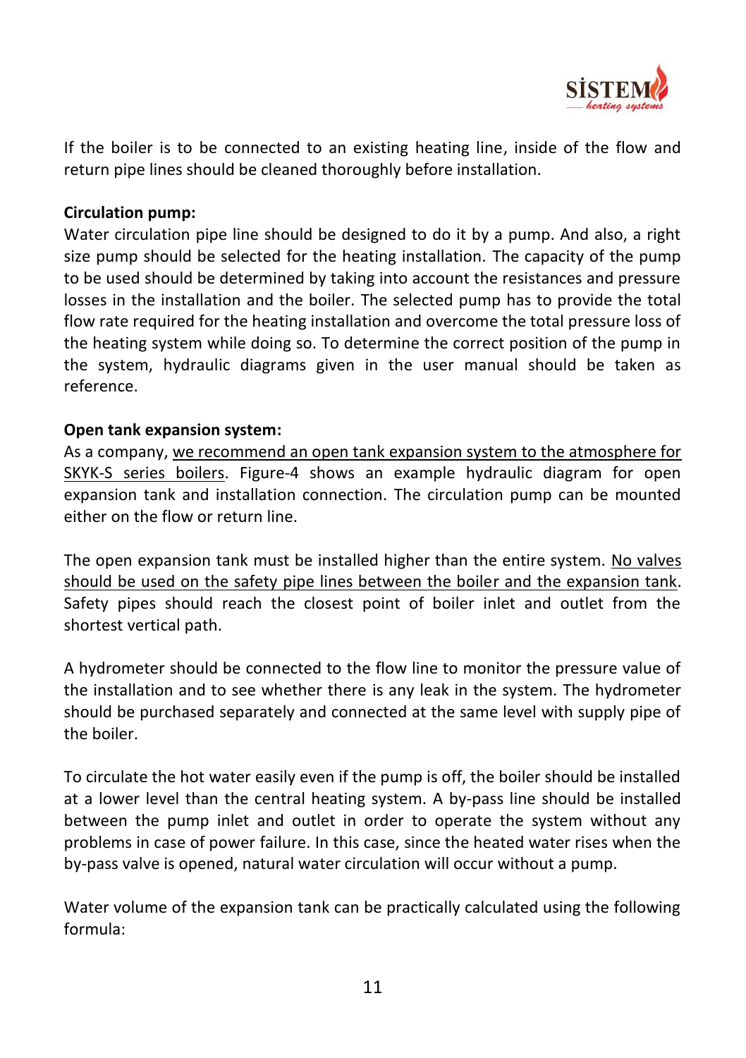If the boiler is to be connected to an existing heating line, inside of the flow and return pipe lines should be cleaned thoroughly before installation.

**Circulation pump:**
Water circulation pipe line should be designed to do it by a pump. And also, a right size pump should be selected for the heating installation. The capacity of the pump to be used should be determined by taking into account the resistances and pressure losses in the installation and the boiler. The selected pump has to provide the total flow rate required for the heating installation and overcome the total pressure loss of the heating system while doing so. To determine the correct position of the pump in the system, hydraulic diagrams given in the user manual should be taken as reference.

**Open tank expansion system:**
As a company, <u>we recommend an open tank expansion system to the atmosphere for SKYK-S series boilers</u>. Figure-4 shows an example hydraulic diagram for open expansion tank and installation connection. The circulation pump can be mounted either on the flow or return line.

The open expansion tank must be installed higher than the entire system. <u>No valves should be used on the safety pipe lines between the boiler and the expansion tank</u>. Safety pipes should reach the closest point of boiler inlet and outlet from the shortest vertical path.

A hydrometer should be connected to the flow line to monitor the pressure value of the installation and to see whether there is any leak in the system. The hydrometer should be purchased separately and connected at the same level with supply pipe of the boiler.

To circulate the hot water easily even if the pump is off, the boiler should be installed at a lower level than the central heating system. A by-pass line should be installed between the pump inlet and outlet in order to operate the system without any problems in case of power failure. In this case, since the heated water rises when the by-pass valve is opened, natural water circulation will occur without a pump.

Water volume of the expansion tank can be practically calculated using the following formula: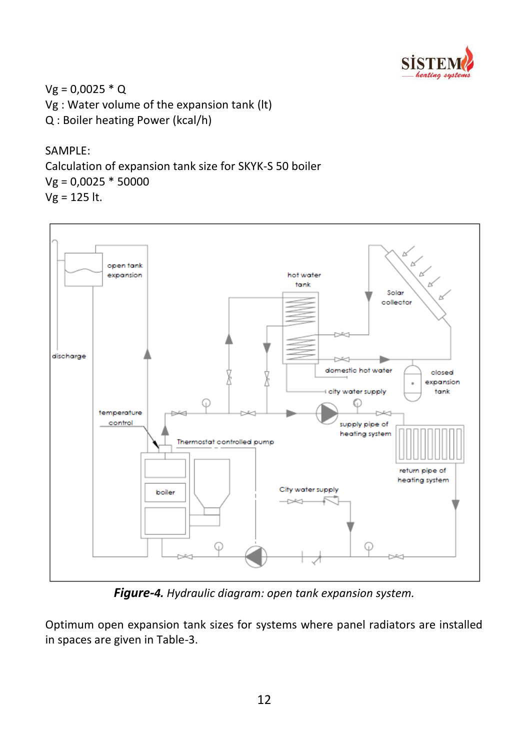$V_g = 0{,}0025 * Q$

$V_g$ : Water volume of the expansion tank (lt)

$Q$ : Boiler heating Power (kcal/h)

SAMPLE:

Calculation of expansion tank size for SKYK-S 50 boiler

$V_g = 0{,}0025 * 50000$

$V_g = 125$ lt.

***Figure-4.*** *Hydraulic diagram: open tank expansion system.*

Optimum open expansion tank sizes for systems where panel radiators are installed in spaces are given in Table-3.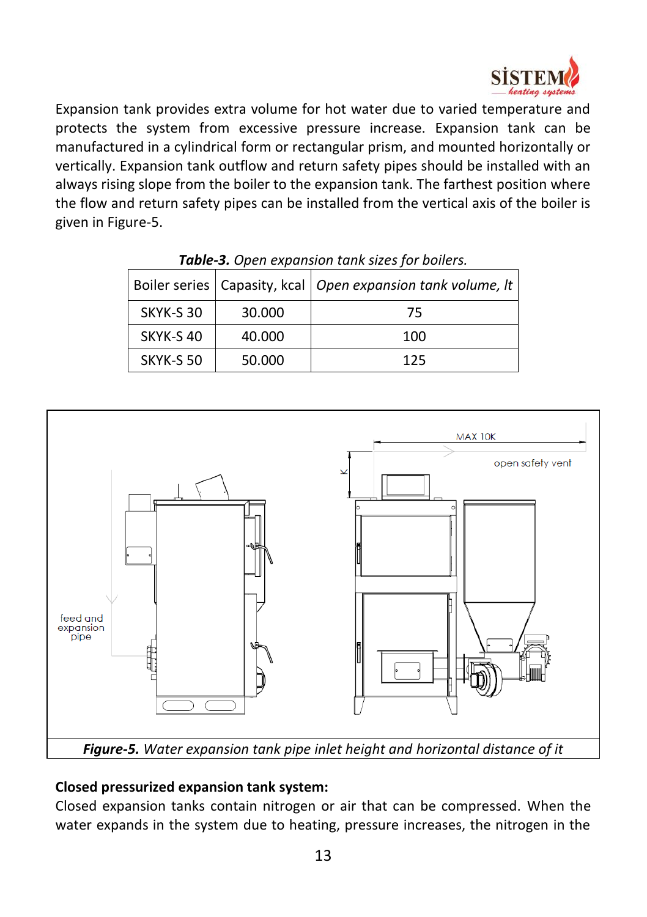Expansion tank provides extra volume for hot water due to varied temperature and protects the system from excessive pressure increase. Expansion tank can be manufactured in a cylindrical form or rectangular prism, and mounted horizontally or vertically. Expansion tank outflow and return safety pipes should be installed with an always rising slope from the boiler to the expansion tank. The farthest position where the flow and return safety pipes can be installed from the vertical axis of the boiler is given in Figure-5.

***Table-3.*** *Open expansion tank sizes for boilers.*

| Boiler series | Capasity, kcal | *Open expansion tank volume, lt* |
|---|---|---|
| SKYK-S 30 | 30.000 | 75 |
| SKYK-S 40 | 40.000 | 100 |
| SKYK-S 50 | 50.000 | 125 |

***Figure-5.*** *Water expansion tank pipe inlet height and horizontal distance of it*

**Closed pressurized expansion tank system:**

Closed expansion tanks contain nitrogen or air that can be compressed. When the water expands in the system due to heating, pressure increases, the nitrogen in the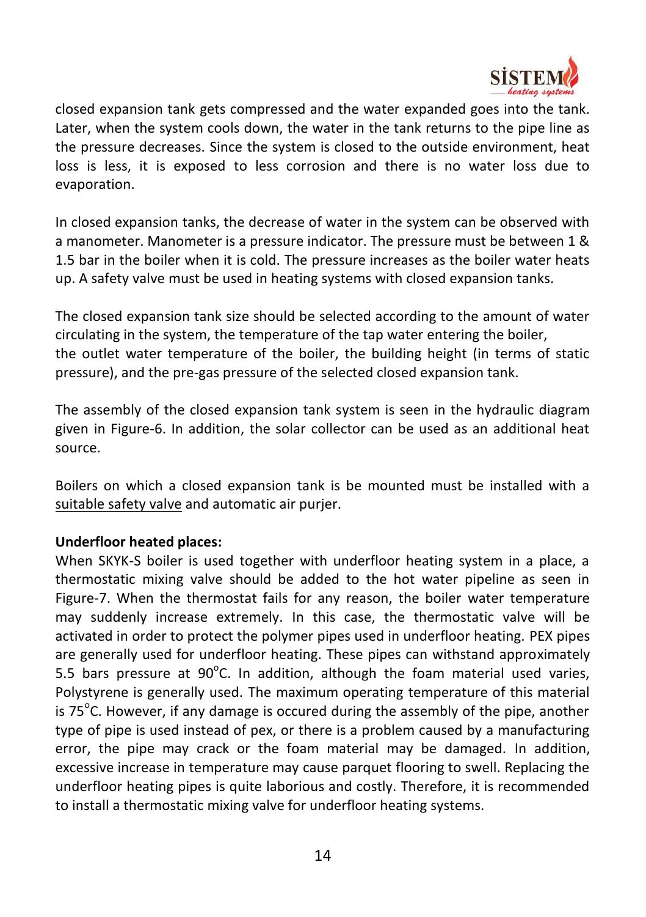closed expansion tank gets compressed and the water expanded goes into the tank. Later, when the system cools down, the water in the tank returns to the pipe line as the pressure decreases. Since the system is closed to the outside environment, heat loss is less, it is exposed to less corrosion and there is no water loss due to evaporation.

In closed expansion tanks, the decrease of water in the system can be observed with a manometer. Manometer is a pressure indicator. The pressure must be between 1 & 1.5 bar in the boiler when it is cold. The pressure increases as the boiler water heats up. A safety valve must be used in heating systems with closed expansion tanks.

The closed expansion tank size should be selected according to the amount of water circulating in the system, the temperature of the tap water entering the boiler, the outlet water temperature of the boiler, the building height (in terms of static pressure), and the pre-gas pressure of the selected closed expansion tank.

The assembly of the closed expansion tank system is seen in the hydraulic diagram given in Figure-6. In addition, the solar collector can be used as an additional heat source.

Boilers on which a closed expansion tank is be mounted must be installed with a <u>suitable safety valve</u> and automatic air purjer.

**Underfloor heated places:**

When SKYK-S boiler is used together with underfloor heating system in a place, a thermostatic mixing valve should be added to the hot water pipeline as seen in Figure-7. When the thermostat fails for any reason, the boiler water temperature may suddenly increase extremely. In this case, the thermostatic valve will be activated in order to protect the polymer pipes used in underfloor heating. PEX pipes are generally used for underfloor heating. These pipes can withstand approximately 5.5 bars pressure at 90°C. In addition, although the foam material used varies, Polystyrene is generally used. The maximum operating temperature of this material is 75°C. However, if any damage is occured during the assembly of the pipe, another type of pipe is used instead of pex, or there is a problem caused by a manufacturing error, the pipe may crack or the foam material may be damaged. In addition, excessive increase in temperature may cause parquet flooring to swell. Replacing the underfloor heating pipes is quite laborious and costly. Therefore, it is recommended to install a thermostatic mixing valve for underfloor heating systems.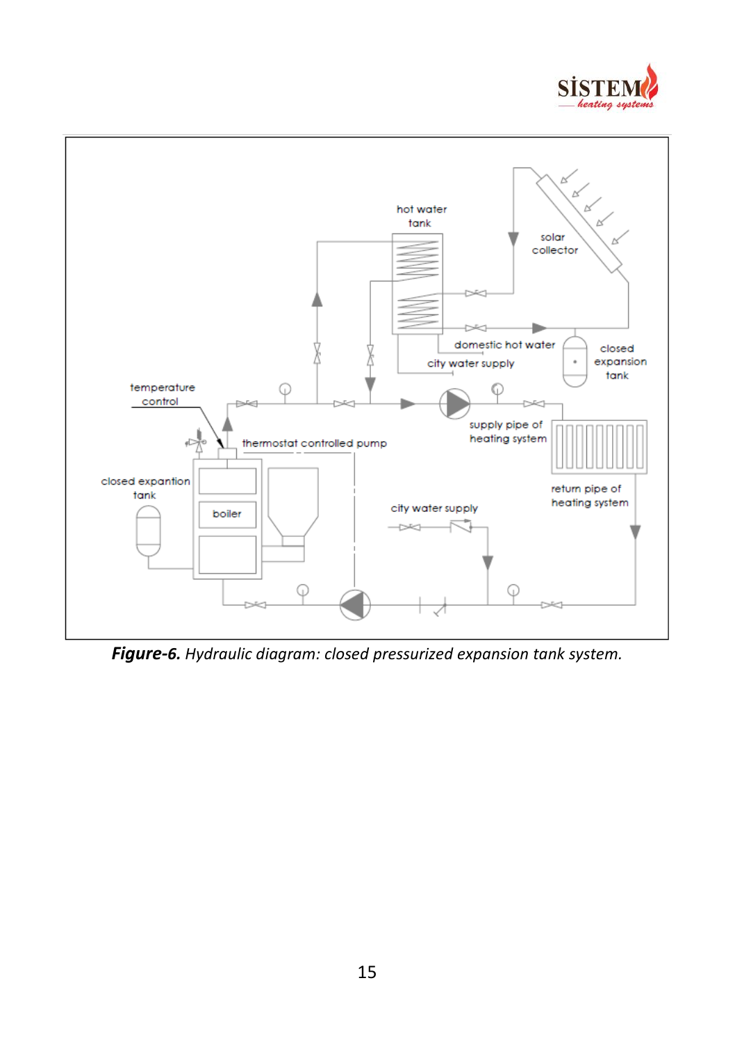***Figure-6.*** *Hydraulic diagram: closed pressurized expansion tank system.*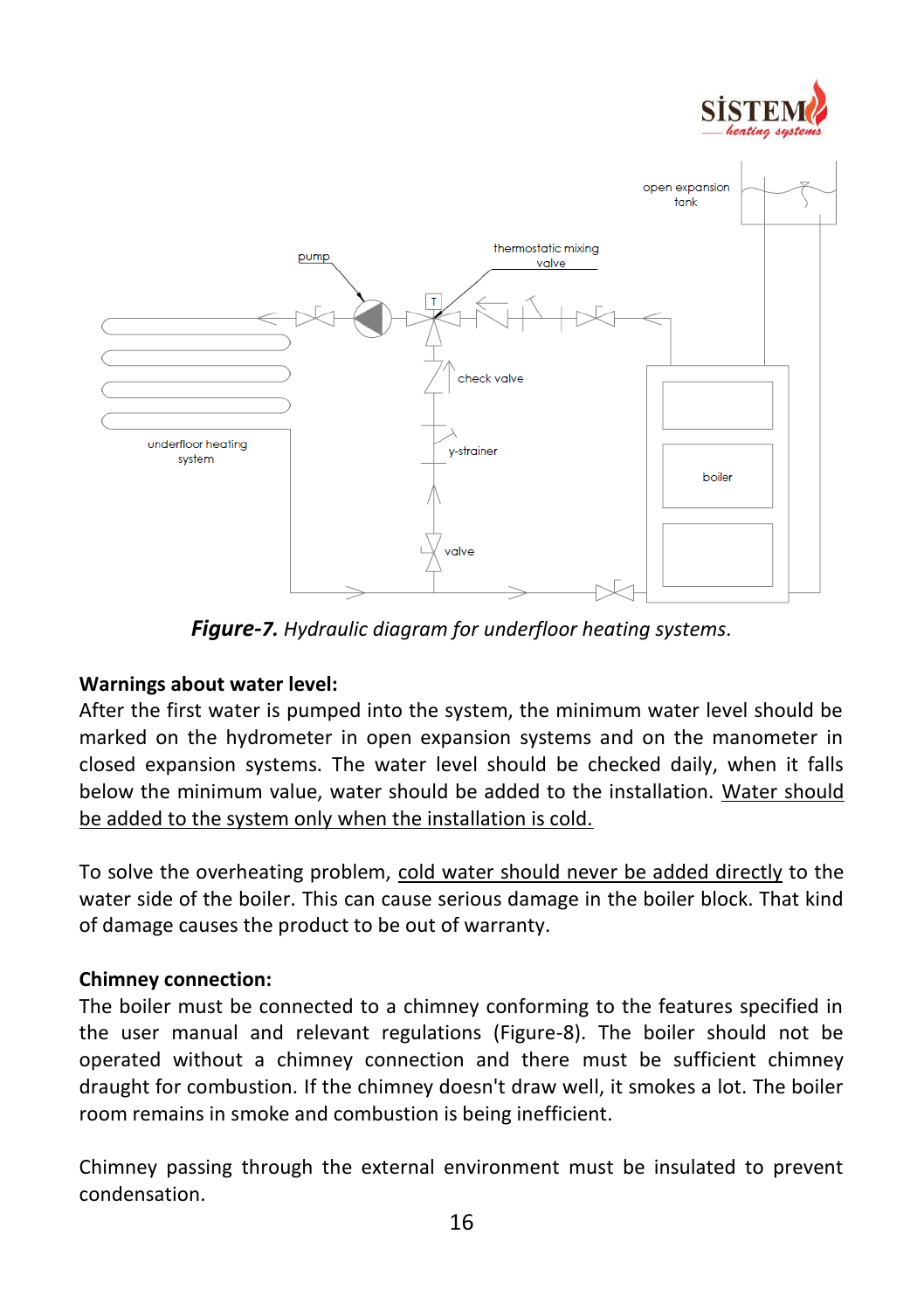*Figure-7.* Hydraulic diagram for underfloor heating systems.

**Warnings about water level:**

After the first water is pumped into the system, the minimum water level should be marked on the hydrometer in open expansion systems and on the manometer in closed expansion systems. The water level should be checked daily, when it falls below the minimum value, water should be added to the installation. Water should be added to the system only when the installation is cold.

To solve the overheating problem, cold water should never be added directly to the water side of the boiler. This can cause serious damage in the boiler block. That kind of damage causes the product to be out of warranty.

**Chimney connection:**

The boiler must be connected to a chimney conforming to the features specified in the user manual and relevant regulations (Figure-8). The boiler should not be operated without a chimney connection and there must be sufficient chimney draught for combustion. If the chimney doesn't draw well, it smokes a lot. The boiler room remains in smoke and combustion is being inefficient.

Chimney passing through the external environment must be insulated to prevent condensation.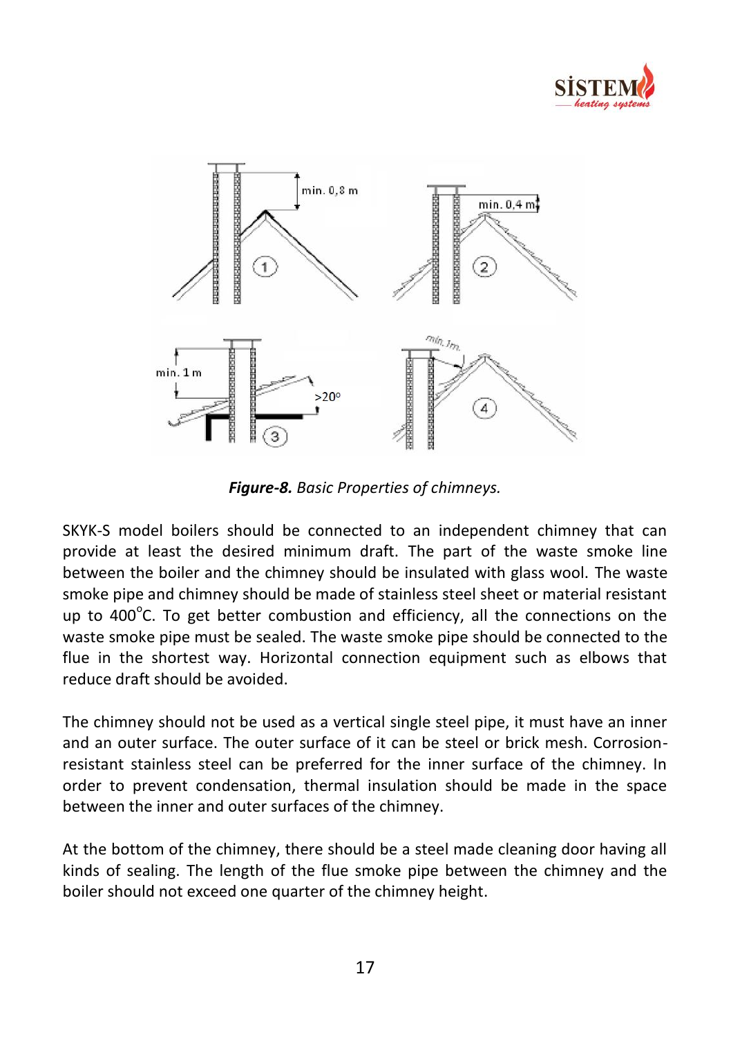*Figure-8.* Basic Properties of chimneys.

SKYK-S model boilers should be connected to an independent chimney that can provide at least the desired minimum draft. The part of the waste smoke line between the boiler and the chimney should be insulated with glass wool. The waste smoke pipe and chimney should be made of stainless steel sheet or material resistant up to 400°C. To get better combustion and efficiency, all the connections on the waste smoke pipe must be sealed. The waste smoke pipe should be connected to the flue in the shortest way. Horizontal connection equipment such as elbows that reduce draft should be avoided.

The chimney should not be used as a vertical single steel pipe, it must have an inner and an outer surface. The outer surface of it can be steel or brick mesh. Corrosion-resistant stainless steel can be preferred for the inner surface of the chimney. In order to prevent condensation, thermal insulation should be made in the space between the inner and outer surfaces of the chimney.

At the bottom of the chimney, there should be a steel made cleaning door having all kinds of sealing. The length of the flue smoke pipe between the chimney and the boiler should not exceed one quarter of the chimney height.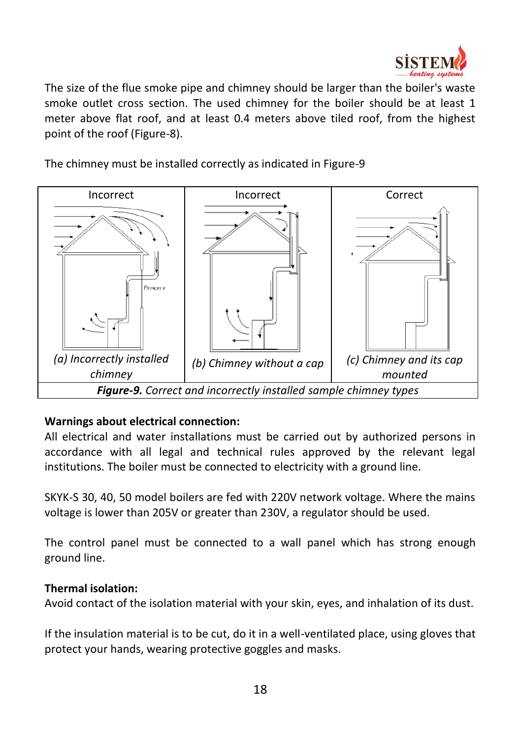The size of the flue smoke pipe and chimney should be larger than the boiler's waste smoke outlet cross section. The used chimney for the boiler should be at least 1 meter above flat roof, and at least 0.4 meters above tiled roof, from the highest point of the roof (Figure-8).

The chimney must be installed correctly as indicated in Figure-9

| Incorrect | Incorrect | Correct |
|---|---|---|
| *(a) Incorrectly installed chimney* | *(b) Chimney without a cap* | *(c) Chimney and its cap mounted* |

***Figure-9.*** *Correct and incorrectly installed sample chimney types*

**Warnings about electrical connection:**

All electrical and water installations must be carried out by authorized persons in accordance with all legal and technical rules approved by the relevant legal institutions. The boiler must be connected to electricity with a ground line.

SKYK-S 30, 40, 50 model boilers are fed with 220V network voltage. Where the mains voltage is lower than 205V or greater than 230V, a regulator should be used.

The control panel must be connected to a wall panel which has strong enough ground line.

**Thermal isolation:**

Avoid contact of the isolation material with your skin, eyes, and inhalation of its dust.

If the insulation material is to be cut, do it in a well-ventilated place, using gloves that protect your hands, wearing protective goggles and masks.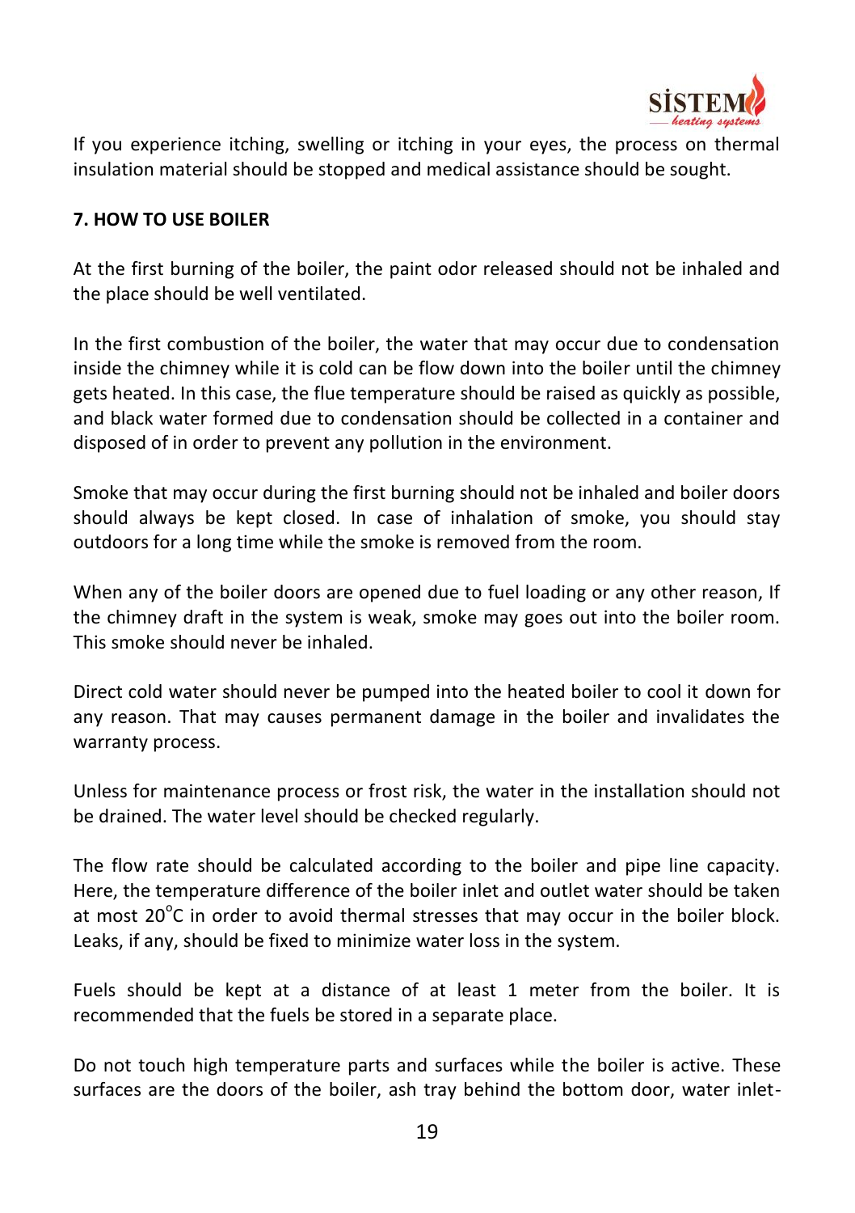If you experience itching, swelling or itching in your eyes, the process on thermal insulation material should be stopped and medical assistance should be sought.

**7. HOW TO USE BOILER**

At the first burning of the boiler, the paint odor released should not be inhaled and the place should be well ventilated.

In the first combustion of the boiler, the water that may occur due to condensation inside the chimney while it is cold can be flow down into the boiler until the chimney gets heated. In this case, the flue temperature should be raised as quickly as possible, and black water formed due to condensation should be collected in a container and disposed of in order to prevent any pollution in the environment.

Smoke that may occur during the first burning should not be inhaled and boiler doors should always be kept closed. In case of inhalation of smoke, you should stay outdoors for a long time while the smoke is removed from the room.

When any of the boiler doors are opened due to fuel loading or any other reason, If the chimney draft in the system is weak, smoke may goes out into the boiler room. This smoke should never be inhaled.

Direct cold water should never be pumped into the heated boiler to cool it down for any reason. That may causes permanent damage in the boiler and invalidates the warranty process.

Unless for maintenance process or frost risk, the water in the installation should not be drained. The water level should be checked regularly.

The flow rate should be calculated according to the boiler and pipe line capacity. Here, the temperature difference of the boiler inlet and outlet water should be taken at most 20$^{\circ}$C in order to avoid thermal stresses that may occur in the boiler block. Leaks, if any, should be fixed to minimize water loss in the system.

Fuels should be kept at a distance of at least 1 meter from the boiler. It is recommended that the fuels be stored in a separate place.

Do not touch high temperature parts and surfaces while the boiler is active. These surfaces are the doors of the boiler, ash tray behind the bottom door, water inlet-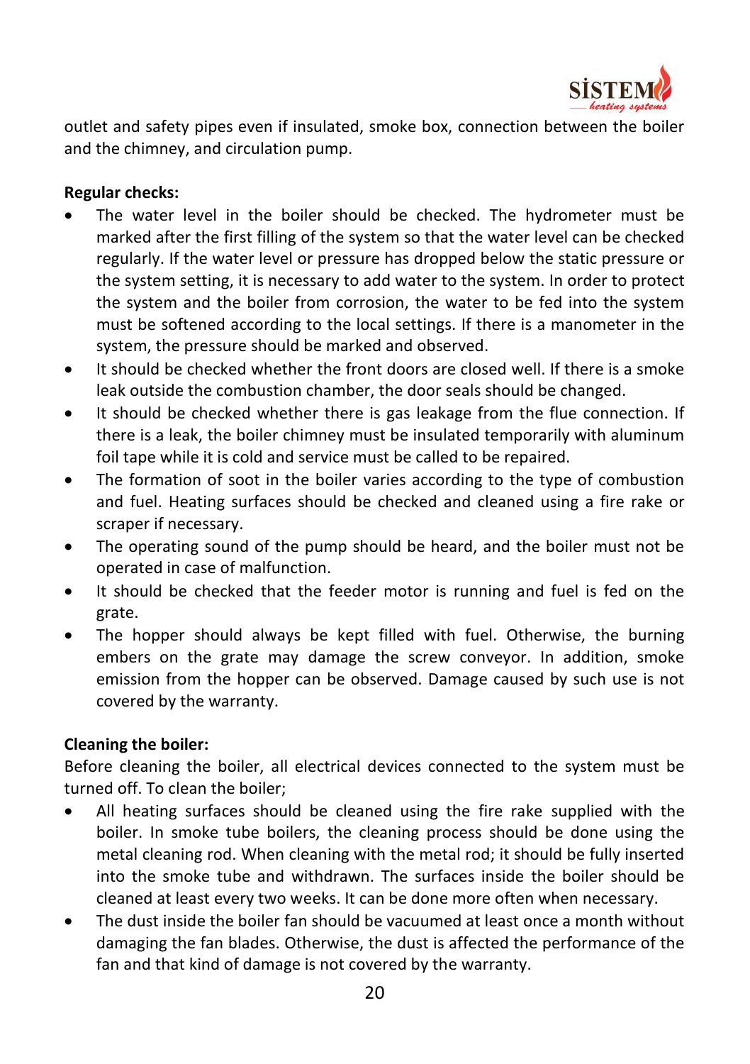outlet and safety pipes even if insulated, smoke box, connection between the boiler and the chimney, and circulation pump.

**Regular checks:**

- The water level in the boiler should be checked. The hydrometer must be marked after the first filling of the system so that the water level can be checked regularly. If the water level or pressure has dropped below the static pressure or the system setting, it is necessary to add water to the system. In order to protect the system and the boiler from corrosion, the water to be fed into the system must be softened according to the local settings. If there is a manometer in the system, the pressure should be marked and observed.
- It should be checked whether the front doors are closed well. If there is a smoke leak outside the combustion chamber, the door seals should be changed.
- It should be checked whether there is gas leakage from the flue connection. If there is a leak, the boiler chimney must be insulated temporarily with aluminum foil tape while it is cold and service must be called to be repaired.
- The formation of soot in the boiler varies according to the type of combustion and fuel. Heating surfaces should be checked and cleaned using a fire rake or scraper if necessary.
- The operating sound of the pump should be heard, and the boiler must not be operated in case of malfunction.
- It should be checked that the feeder motor is running and fuel is fed on the grate.
- The hopper should always be kept filled with fuel. Otherwise, the burning embers on the grate may damage the screw conveyor. In addition, smoke emission from the hopper can be observed. Damage caused by such use is not covered by the warranty.

**Cleaning the boiler:**

Before cleaning the boiler, all electrical devices connected to the system must be turned off. To clean the boiler;

- All heating surfaces should be cleaned using the fire rake supplied with the boiler. In smoke tube boilers, the cleaning process should be done using the metal cleaning rod. When cleaning with the metal rod; it should be fully inserted into the smoke tube and withdrawn. The surfaces inside the boiler should be cleaned at least every two weeks. It can be done more often when necessary.
- The dust inside the boiler fan should be vacuumed at least once a month without damaging the fan blades. Otherwise, the dust is affected the performance of the fan and that kind of damage is not covered by the warranty.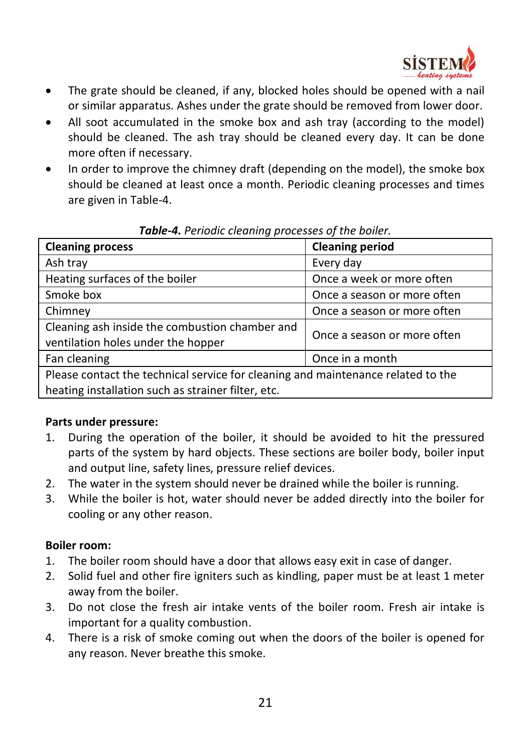- The grate should be cleaned, if any, blocked holes should be opened with a nail or similar apparatus. Ashes under the grate should be removed from lower door.
- All soot accumulated in the smoke box and ash tray (according to the model) should be cleaned. The ash tray should be cleaned every day. It can be done more often if necessary.
- In order to improve the chimney draft (depending on the model), the smoke box should be cleaned at least once a month. Periodic cleaning processes and times are given in Table-4.

***Table-4.*** *Periodic cleaning processes of the boiler.*

| **Cleaning process** | **Cleaning period** |
| --- | --- |
| Ash tray | Every day |
| Heating surfaces of the boiler | Once a week or more often |
| Smoke box | Once a season or more often |
| Chimney | Once a season or more often |
| Cleaning ash inside the combustion chamber and ventilation holes under the hopper | Once a season or more often |
| Fan cleaning | Once in a month |
| Please contact the technical service for cleaning and maintenance related to the heating installation such as strainer filter, etc. | |

**Parts under pressure:**

1. During the operation of the boiler, it should be avoided to hit the pressured parts of the system by hard objects. These sections are boiler body, boiler input and output line, safety lines, pressure relief devices.
2. The water in the system should never be drained while the boiler is running.
3. While the boiler is hot, water should never be added directly into the boiler for cooling or any other reason.

**Boiler room:**

1. The boiler room should have a door that allows easy exit in case of danger.
2. Solid fuel and other fire igniters such as kindling, paper must be at least 1 meter away from the boiler.
3. Do not close the fresh air intake vents of the boiler room. Fresh air intake is important for a quality combustion.
4. There is a risk of smoke coming out when the doors of the boiler is opened for any reason. Never breathe this smoke.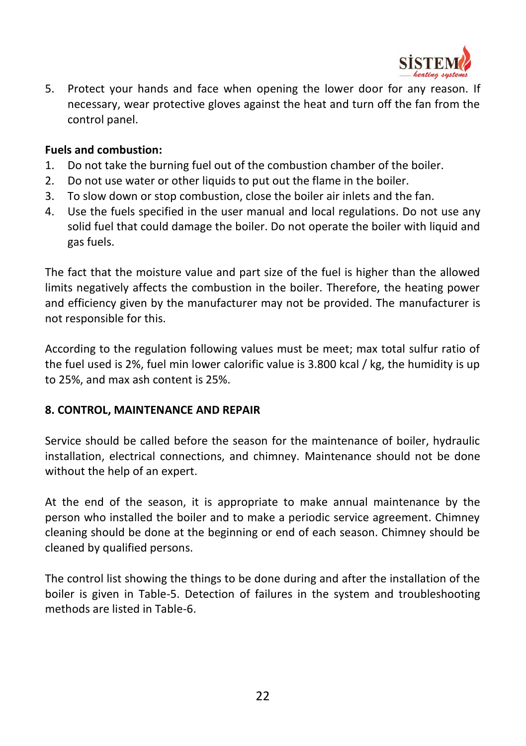5. Protect your hands and face when opening the lower door for any reason. If necessary, wear protective gloves against the heat and turn off the fan from the control panel.

**Fuels and combustion:**

1. Do not take the burning fuel out of the combustion chamber of the boiler.
2. Do not use water or other liquids to put out the flame in the boiler.
3. To slow down or stop combustion, close the boiler air inlets and the fan.
4. Use the fuels specified in the user manual and local regulations. Do not use any solid fuel that could damage the boiler. Do not operate the boiler with liquid and gas fuels.

The fact that the moisture value and part size of the fuel is higher than the allowed limits negatively affects the combustion in the boiler. Therefore, the heating power and efficiency given by the manufacturer may not be provided. The manufacturer is not responsible for this.

According to the regulation following values must be meet; max total sulfur ratio of the fuel used is 2%, fuel min lower calorific value is 3.800 kcal / kg, the humidity is up to 25%, and max ash content is 25%.

## 8. CONTROL, MAINTENANCE AND REPAIR

Service should be called before the season for the maintenance of boiler, hydraulic installation, electrical connections, and chimney. Maintenance should not be done without the help of an expert.

At the end of the season, it is appropriate to make annual maintenance by the person who installed the boiler and to make a periodic service agreement. Chimney cleaning should be done at the beginning or end of each season. Chimney should be cleaned by qualified persons.

The control list showing the things to be done during and after the installation of the boiler is given in Table-5. Detection of failures in the system and troubleshooting methods are listed in Table-6.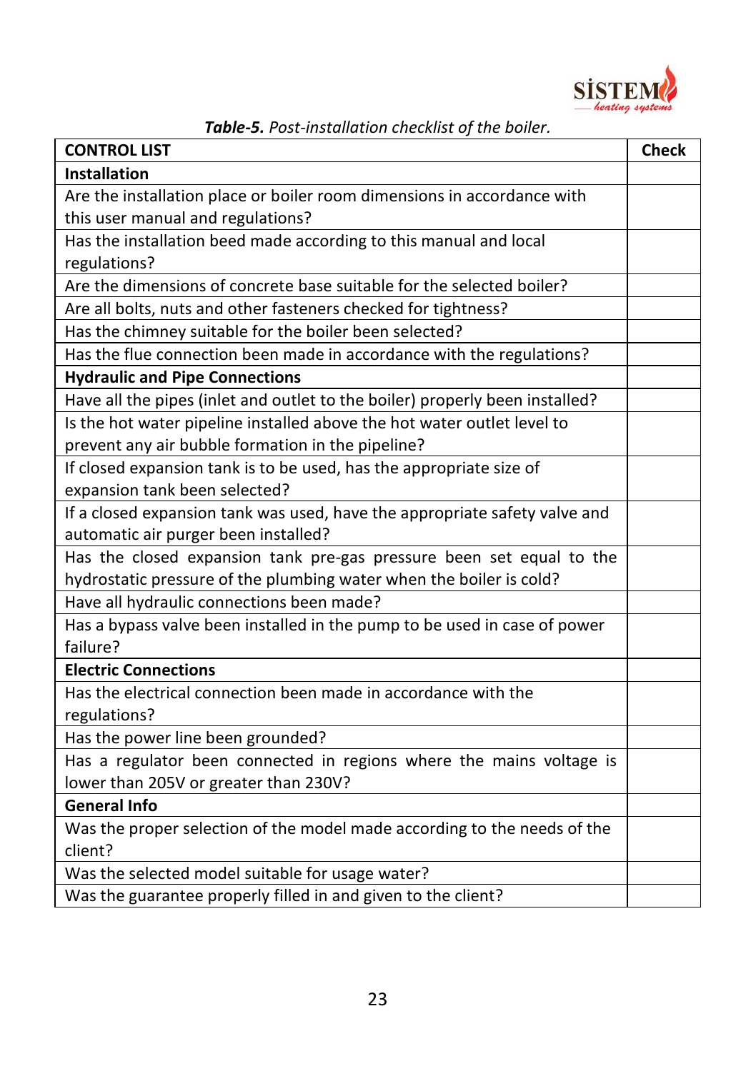***Table-5.*** *Post-installation checklist of the boiler.*

| CONTROL LIST | Check |
|---|---|
| **Installation** | |
| Are the installation place or boiler room dimensions in accordance with this user manual and regulations? | |
| Has the installation beed made according to this manual and local regulations? | |
| Are the dimensions of concrete base suitable for the selected boiler? | |
| Are all bolts, nuts and other fasteners checked for tightness? | |
| Has the chimney suitable for the boiler been selected? | |
| Has the flue connection been made in accordance with the regulations? | |
| **Hydraulic and Pipe Connections** | |
| Have all the pipes (inlet and outlet to the boiler) properly been installed? | |
| Is the hot water pipeline installed above the hot water outlet level to prevent any air bubble formation in the pipeline? | |
| If closed expansion tank is to be used, has the appropriate size of expansion tank been selected? | |
| If a closed expansion tank was used, have the appropriate safety valve and automatic air purger been installed? | |
| Has the closed expansion tank pre-gas pressure been set equal to the hydrostatic pressure of the plumbing water when the boiler is cold? | |
| Have all hydraulic connections been made? | |
| Has a bypass valve been installed in the pump to be used in case of power failure? | |
| **Electric Connections** | |
| Has the electrical connection been made in accordance with the regulations? | |
| Has the power line been grounded? | |
| Has a regulator been connected in regions where the mains voltage is lower than 205V or greater than 230V? | |
| **General Info** | |
| Was the proper selection of the model made according to the needs of the client? | |
| Was the selected model suitable for usage water? | |
| Was the guarantee properly filled in and given to the client? | |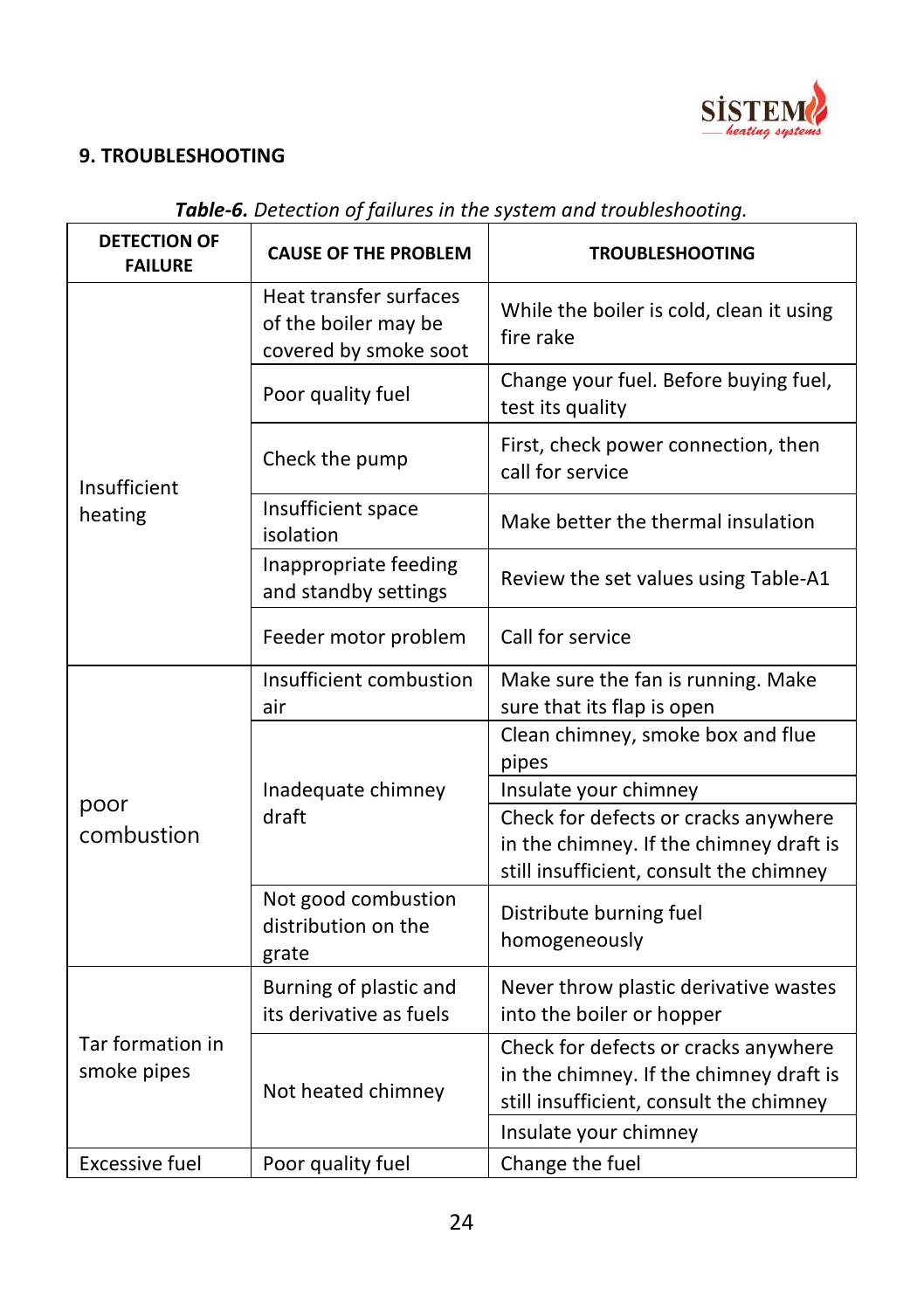## 9. TROUBLESHOOTING

***Table-6.*** *Detection of failures in the system and troubleshooting.*

| DETECTION OF FAILURE | CAUSE OF THE PROBLEM | TROUBLESHOOTING |
|---|---|---|
| Insufficient heating | Heat transfer surfaces of the boiler may be covered by smoke soot | While the boiler is cold, clean it using fire rake |
| | Poor quality fuel | Change your fuel. Before buying fuel, test its quality |
| | Check the pump | First, check power connection, then call for service |
| | Insufficient space isolation | Make better the thermal insulation |
| | Inappropriate feeding and standby settings | Review the set values using Table-A1 |
| | Feeder motor problem | Call for service |
| poor combustion | Insufficient combustion air | Make sure the fan is running. Make sure that its flap is open |
| | Inadequate chimney draft | Clean chimney, smoke box and flue pipes |
| | | Insulate your chimney |
| | | Check for defects or cracks anywhere in the chimney. If the chimney draft is still insufficient, consult the chimney |
| | Not good combustion distribution on the grate | Distribute burning fuel homogeneously |
| Tar formation in smoke pipes | Burning of plastic and its derivative as fuels | Never throw plastic derivative wastes into the boiler or hopper |
| | Not heated chimney | Check for defects or cracks anywhere in the chimney. If the chimney draft is still insufficient, consult the chimney |
| | | Insulate your chimney |
| Excessive fuel | Poor quality fuel | Change the fuel |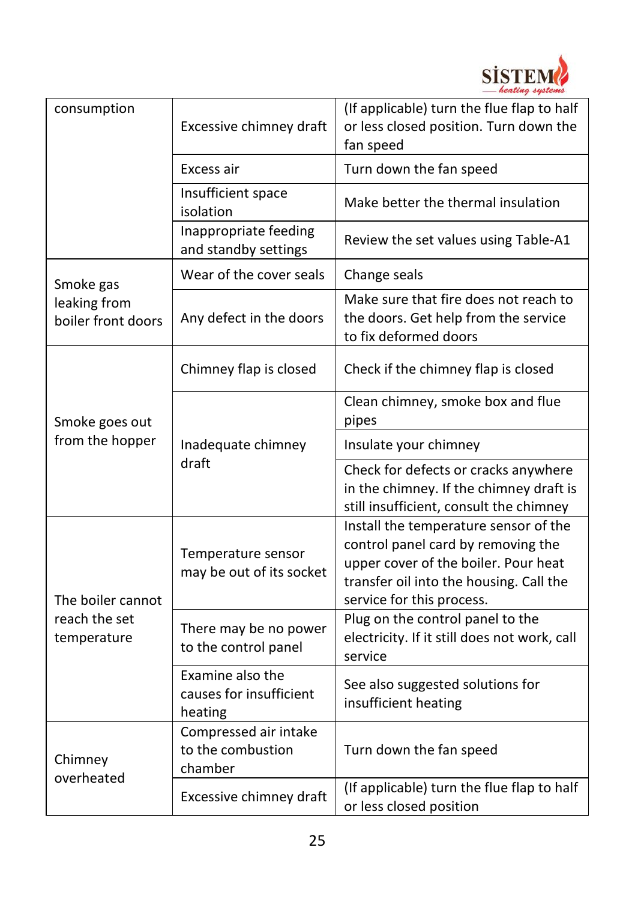| | | |
|---|---|---|
| consumption | Excessive chimney draft | (If applicable) turn the flue flap to half or less closed position. Turn down the fan speed |
| | Excess air | Turn down the fan speed |
| | Insufficient space isolation | Make better the thermal insulation |
| | Inappropriate feeding and standby settings | Review the set values using Table-A1 |
| Smoke gas leaking from boiler front doors | Wear of the cover seals | Change seals |
| | Any defect in the doors | Make sure that fire does not reach to the doors. Get help from the service to fix deformed doors |
| Smoke goes out from the hopper | Chimney flap is closed | Check if the chimney flap is closed |
| | Inadequate chimney draft | Clean chimney, smoke box and flue pipes |
| | | Insulate your chimney |
| | | Check for defects or cracks anywhere in the chimney. If the chimney draft is still insufficient, consult the chimney |
| The boiler cannot reach the set temperature | Temperature sensor may be out of its socket | Install the temperature sensor of the control panel card by removing the upper cover of the boiler. Pour heat transfer oil into the housing. Call the service for this process. |
| | There may be no power to the control panel | Plug on the control panel to the electricity. If it still does not work, call service |
| | Examine also the causes for insufficient heating | See also suggested solutions for insufficient heating |
| Chimney overheated | Compressed air intake to the combustion chamber | Turn down the fan speed |
| | Excessive chimney draft | (If applicable) turn the flue flap to half or less closed position |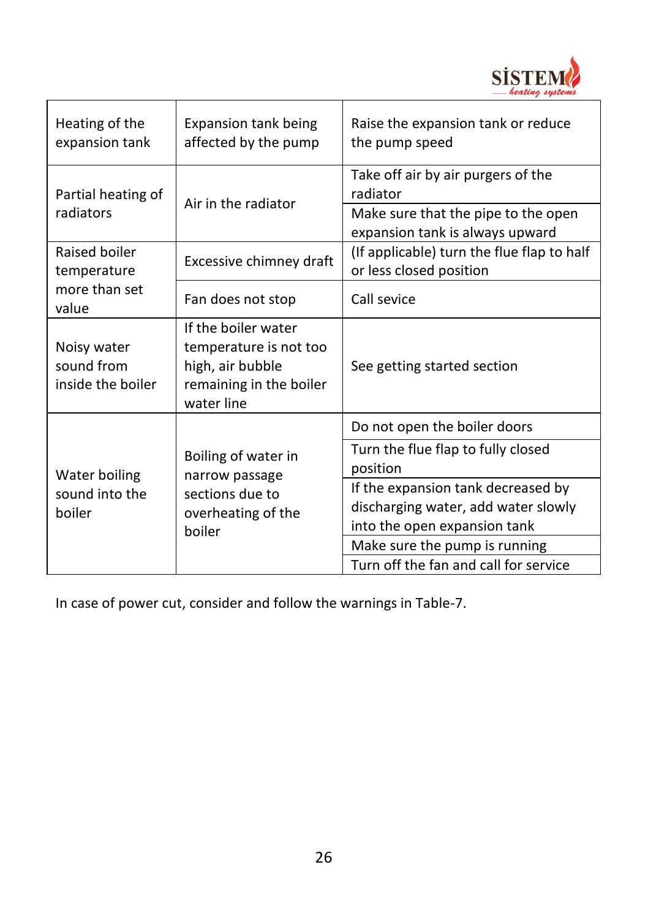| Problem | Cause | Solution |
|---|---|---|
| Heating of the expansion tank | Expansion tank being affected by the pump | Raise the expansion tank or reduce the pump speed |
| Partial heating of radiators | Air in the radiator | Take off air by air purgers of the radiator |
| | | Make sure that the pipe to the open expansion tank is always upward |
| Raised boiler temperature more than set value | Excessive chimney draft | (If applicable) turn the flue flap to half or less closed position |
| | Fan does not stop | Call sevice |
| Noisy water sound from inside the boiler | If the boiler water temperature is not too high, air bubble remaining in the boiler water line | See getting started section |
| Water boiling sound into the boiler | Boiling of water in narrow passage sections due to overheating of the boiler | Do not open the boiler doors |
| | | Turn the flue flap to fully closed position |
| | | If the expansion tank decreased by discharging water, add water slowly into the open expansion tank |
| | | Make sure the pump is running |
| | | Turn off the fan and call for service |

In case of power cut, consider and follow the warnings in Table-7.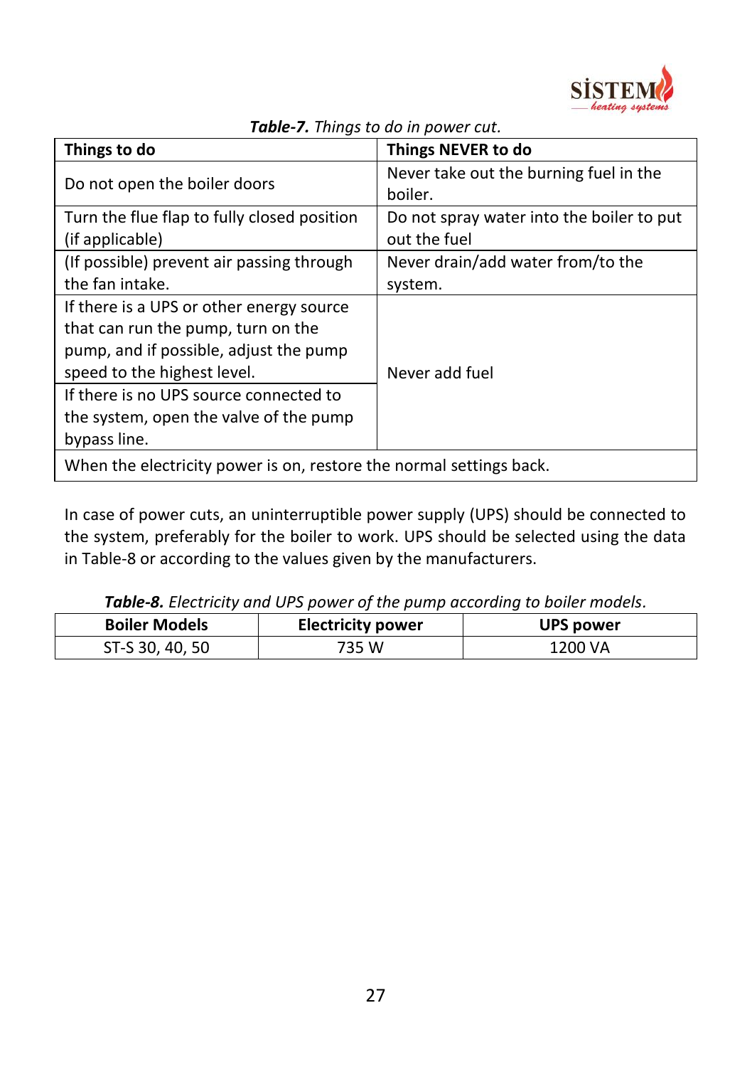***Table-7.*** *Things to do in power cut.*

| Things to do | Things NEVER to do |
|---|---|
| Do not open the boiler doors | Never take out the burning fuel in the boiler. |
| Turn the flue flap to fully closed position (if applicable) | Do not spray water into the boiler to put out the fuel |
| (If possible) prevent air passing through the fan intake. | Never drain/add water from/to the system. |
| If there is a UPS or other energy source that can run the pump, turn on the pump, and if possible, adjust the pump speed to the highest level. | Never add fuel |
| If there is no UPS source connected to the system, open the valve of the pump bypass line. | |
| When the electricity power is on, restore the normal settings back. | |

In case of power cuts, an uninterruptible power supply (UPS) should be connected to the system, preferably for the boiler to work. UPS should be selected using the data in Table-8 or according to the values given by the manufacturers.

***Table-8.*** *Electricity and UPS power of the pump according to boiler models.*

| Boiler Models | Electricity power | UPS power |
|---|---|---|
| ST-S 30, 40, 50 | 735 W | 1200 VA |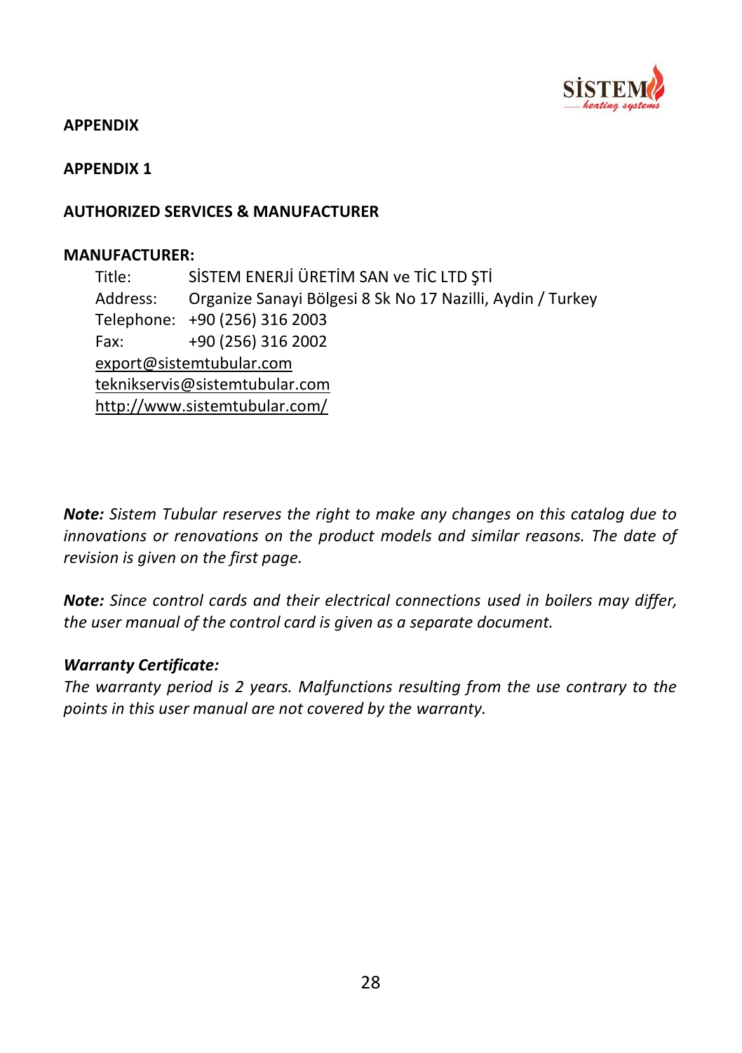## APPENDIX

### APPENDIX 1

### AUTHORIZED SERVICES & MANUFACTURER

**MANUFACTURER:**

Title: SİSTEM ENERJİ ÜRETİM SAN ve TİC LTD ŞTİ
Address: Organize Sanayi Bölgesi 8 Sk No 17 Nazilli, Aydin / Turkey
Telephone: +90 (256) 316 2003
Fax: +90 (256) 316 2002
export@sistemtubular.com
teknikservis@sistemtubular.com
http://www.sistemtubular.com/

***Note:*** *Sistem Tubular reserves the right to make any changes on this catalog due to innovations or renovations on the product models and similar reasons. The date of revision is given on the first page.*

***Note:*** *Since control cards and their electrical connections used in boilers may differ, the user manual of the control card is given as a separate document.*

***Warranty Certificate:***
*The warranty period is 2 years. Malfunctions resulting from the use contrary to the points in this user manual are not covered by the warranty.*